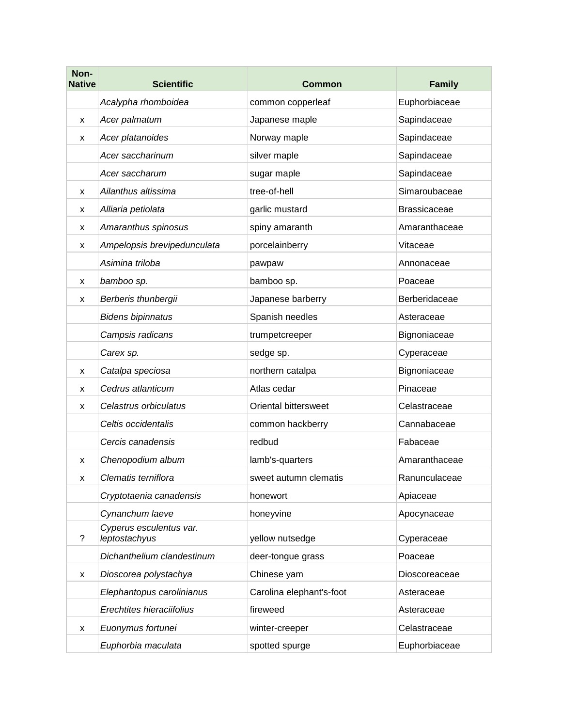| Non-Native | Scientific | Common | Family |
| --- | --- | --- | --- |
| | *Acalypha rhomboidea* | common copperleaf | Euphorbiaceae |
| x | *Acer palmatum* | Japanese maple | Sapindaceae |
| x | *Acer platanoides* | Norway maple | Sapindaceae |
| | *Acer saccharinum* | silver maple | Sapindaceae |
| | *Acer saccharum* | sugar maple | Sapindaceae |
| x | *Ailanthus altissima* | tree-of-hell | Simaroubaceae |
| x | *Alliaria petiolata* | garlic mustard | Brassicaceae |
| x | *Amaranthus spinosus* | spiny amaranth | Amaranthaceae |
| x | *Ampelopsis brevipedunculata* | porcelainberry | Vitaceae |
| | *Asimina triloba* | pawpaw | Annonaceae |
| x | *bamboo sp.* | bamboo sp. | Poaceae |
| x | *Berberis thunbergii* | Japanese barberry | Berberidaceae |
| | *Bidens bipinnatus* | Spanish needles | Asteraceae |
| | *Campsis radicans* | trumpetcreeper | Bignoniaceae |
| | *Carex sp.* | sedge sp. | Cyperaceae |
| x | *Catalpa speciosa* | northern catalpa | Bignoniaceae |
| x | *Cedrus atlanticum* | Atlas cedar | Pinaceae |
| x | *Celastrus orbiculatus* | Oriental bittersweet | Celastraceae |
| | *Celtis occidentalis* | common hackberry | Cannabaceae |
| | *Cercis canadensis* | redbud | Fabaceae |
| x | *Chenopodium album* | lamb's-quarters | Amaranthaceae |
| x | *Clematis terniflora* | sweet autumn clematis | Ranunculaceae |
| | *Cryptotaenia canadensis* | honewort | Apiaceae |
| | *Cynanchum laeve* | honeyvine | Apocynaceae |
| ? | *Cyperus esculentus var. leptostachyus* | yellow nutsedge | Cyperaceae |
| | *Dichanthelium clandestinum* | deer-tongue grass | Poaceae |
| x | *Dioscorea polystachya* | Chinese yam | Dioscoreaceae |
| | *Elephantopus carolinianus* | Carolina elephant's-foot | Asteraceae |
| | *Erechtites hieraciifolius* | fireweed | Asteraceae |
| x | *Euonymus fortunei* | winter-creeper | Celastraceae |
| | *Euphorbia maculata* | spotted spurge | Euphorbiaceae |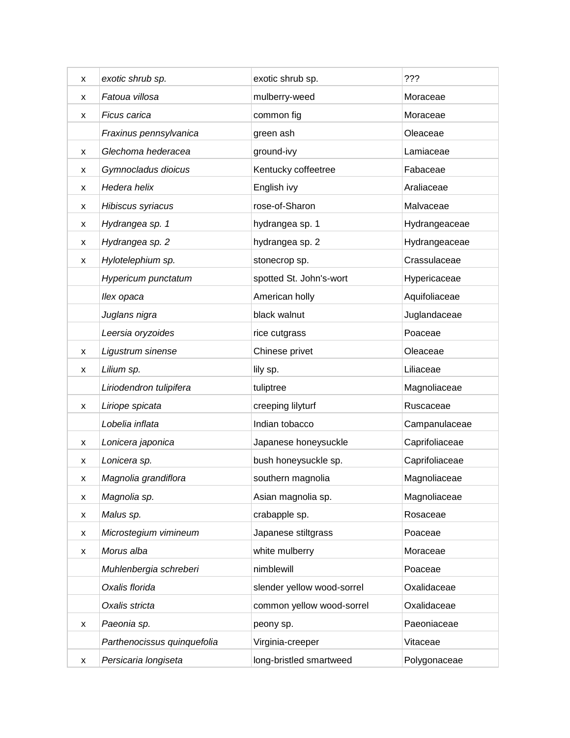| | | | |
|---|---|---|---|
| x | *exotic shrub sp.* | exotic shrub sp. | ??? |
| x | *Fatoua villosa* | mulberry-weed | Moraceae |
| x | *Ficus carica* | common fig | Moraceae |
| | *Fraxinus pennsylvanica* | green ash | Oleaceae |
| x | *Glechoma hederacea* | ground-ivy | Lamiaceae |
| x | *Gymnocladus dioicus* | Kentucky coffeetree | Fabaceae |
| x | *Hedera helix* | English ivy | Araliaceae |
| x | *Hibiscus syriacus* | rose-of-Sharon | Malvaceae |
| x | *Hydrangea sp. 1* | hydrangea sp. 1 | Hydrangeaceae |
| x | *Hydrangea sp. 2* | hydrangea sp. 2 | Hydrangeaceae |
| x | *Hylotelephium sp.* | stonecrop sp. | Crassulaceae |
| | *Hypericum punctatum* | spotted St. John's-wort | Hypericaceae |
| | *Ilex opaca* | American holly | Aquifoliaceae |
| | *Juglans nigra* | black walnut | Juglandaceae |
| | *Leersia oryzoides* | rice cutgrass | Poaceae |
| x | *Ligustrum sinense* | Chinese privet | Oleaceae |
| x | *Lilium sp.* | lily sp. | Liliaceae |
| | *Liriodendron tulipifera* | tuliptree | Magnoliaceae |
| x | *Liriope spicata* | creeping lilyturf | Ruscaceae |
| | *Lobelia inflata* | Indian tobacco | Campanulaceae |
| x | *Lonicera japonica* | Japanese honeysuckle | Caprifoliaceae |
| x | *Lonicera sp.* | bush honeysuckle sp. | Caprifoliaceae |
| x | *Magnolia grandiflora* | southern magnolia | Magnoliaceae |
| x | *Magnolia sp.* | Asian magnolia sp. | Magnoliaceae |
| x | *Malus sp.* | crabapple sp. | Rosaceae |
| x | *Microstegium vimineum* | Japanese stiltgrass | Poaceae |
| x | *Morus alba* | white mulberry | Moraceae |
| | *Muhlenbergia schreberi* | nimblewill | Poaceae |
| | *Oxalis florida* | slender yellow wood-sorrel | Oxalidaceae |
| | *Oxalis stricta* | common yellow wood-sorrel | Oxalidaceae |
| x | *Paeonia sp.* | peony sp. | Paeoniaceae |
| | *Parthenocissus quinquefolia* | Virginia-creeper | Vitaceae |
| x | *Persicaria longiseta* | long-bristled smartweed | Polygonaceae |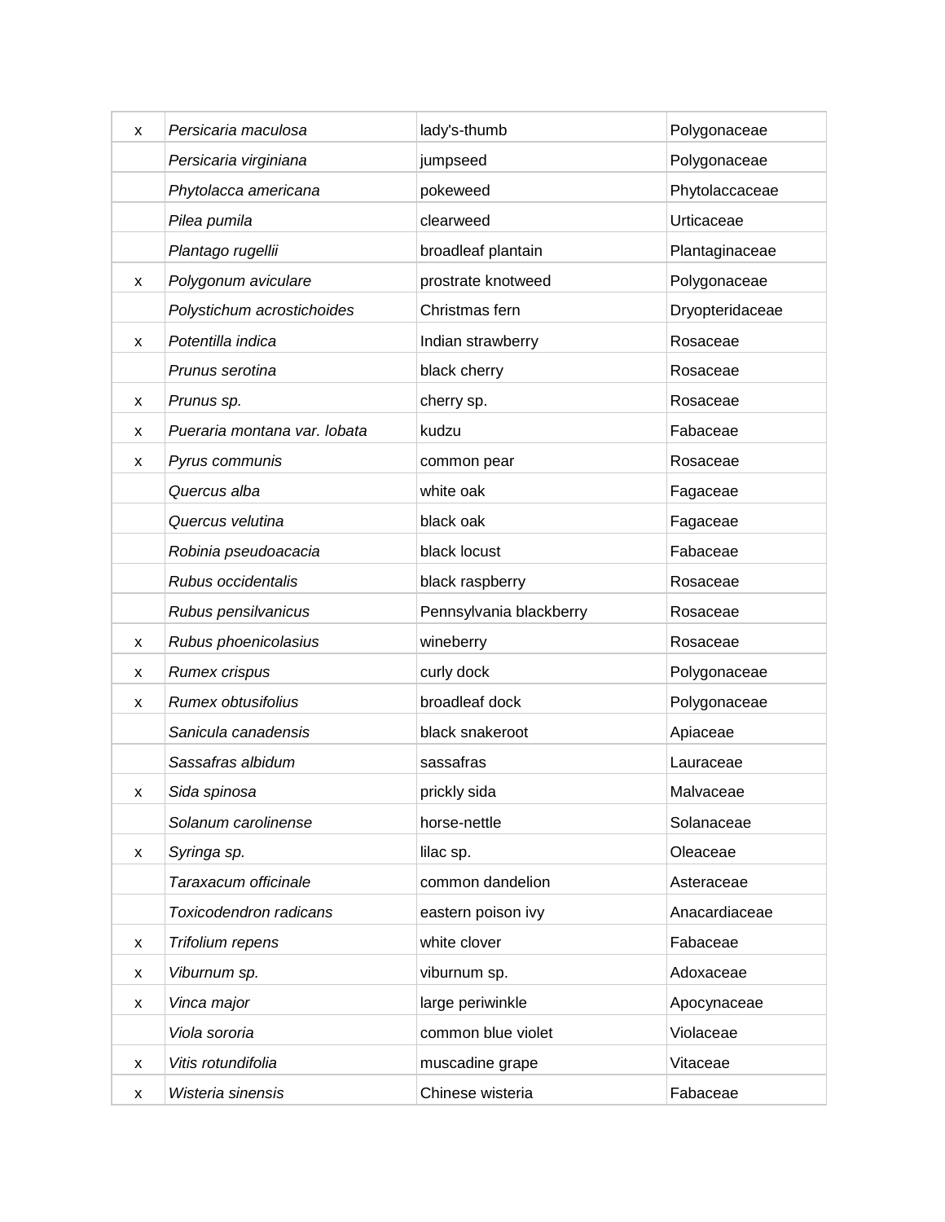| | | | |
|---|---|---|---|
| x | *Persicaria maculosa* | lady's-thumb | Polygonaceae |
| | *Persicaria virginiana* | jumpseed | Polygonaceae |
| | *Phytolacca americana* | pokeweed | Phytolaccaceae |
| | *Pilea pumila* | clearweed | Urticaceae |
| | *Plantago rugellii* | broadleaf plantain | Plantaginaceae |
| x | *Polygonum aviculare* | prostrate knotweed | Polygonaceae |
| | *Polystichum acrostichoides* | Christmas fern | Dryopteridaceae |
| x | *Potentilla indica* | Indian strawberry | Rosaceae |
| | *Prunus serotina* | black cherry | Rosaceae |
| x | *Prunus sp.* | cherry sp. | Rosaceae |
| x | *Pueraria montana var. lobata* | kudzu | Fabaceae |
| x | *Pyrus communis* | common pear | Rosaceae |
| | *Quercus alba* | white oak | Fagaceae |
| | *Quercus velutina* | black oak | Fagaceae |
| | *Robinia pseudoacacia* | black locust | Fabaceae |
| | *Rubus occidentalis* | black raspberry | Rosaceae |
| | *Rubus pensilvanicus* | Pennsylvania blackberry | Rosaceae |
| x | *Rubus phoenicolasius* | wineberry | Rosaceae |
| x | *Rumex crispus* | curly dock | Polygonaceae |
| x | *Rumex obtusifolius* | broadleaf dock | Polygonaceae |
| | *Sanicula canadensis* | black snakeroot | Apiaceae |
| | *Sassafras albidum* | sassafras | Lauraceae |
| x | *Sida spinosa* | prickly sida | Malvaceae |
| | *Solanum carolinense* | horse-nettle | Solanaceae |
| x | *Syringa sp.* | lilac sp. | Oleaceae |
| | *Taraxacum officinale* | common dandelion | Asteraceae |
| | *Toxicodendron radicans* | eastern poison ivy | Anacardiaceae |
| x | *Trifolium repens* | white clover | Fabaceae |
| x | *Viburnum sp.* | viburnum sp. | Adoxaceae |
| x | *Vinca major* | large periwinkle | Apocynaceae |
| | *Viola sororia* | common blue violet | Violaceae |
| x | *Vitis rotundifolia* | muscadine grape | Vitaceae |
| x | *Wisteria sinensis* | Chinese wisteria | Fabaceae |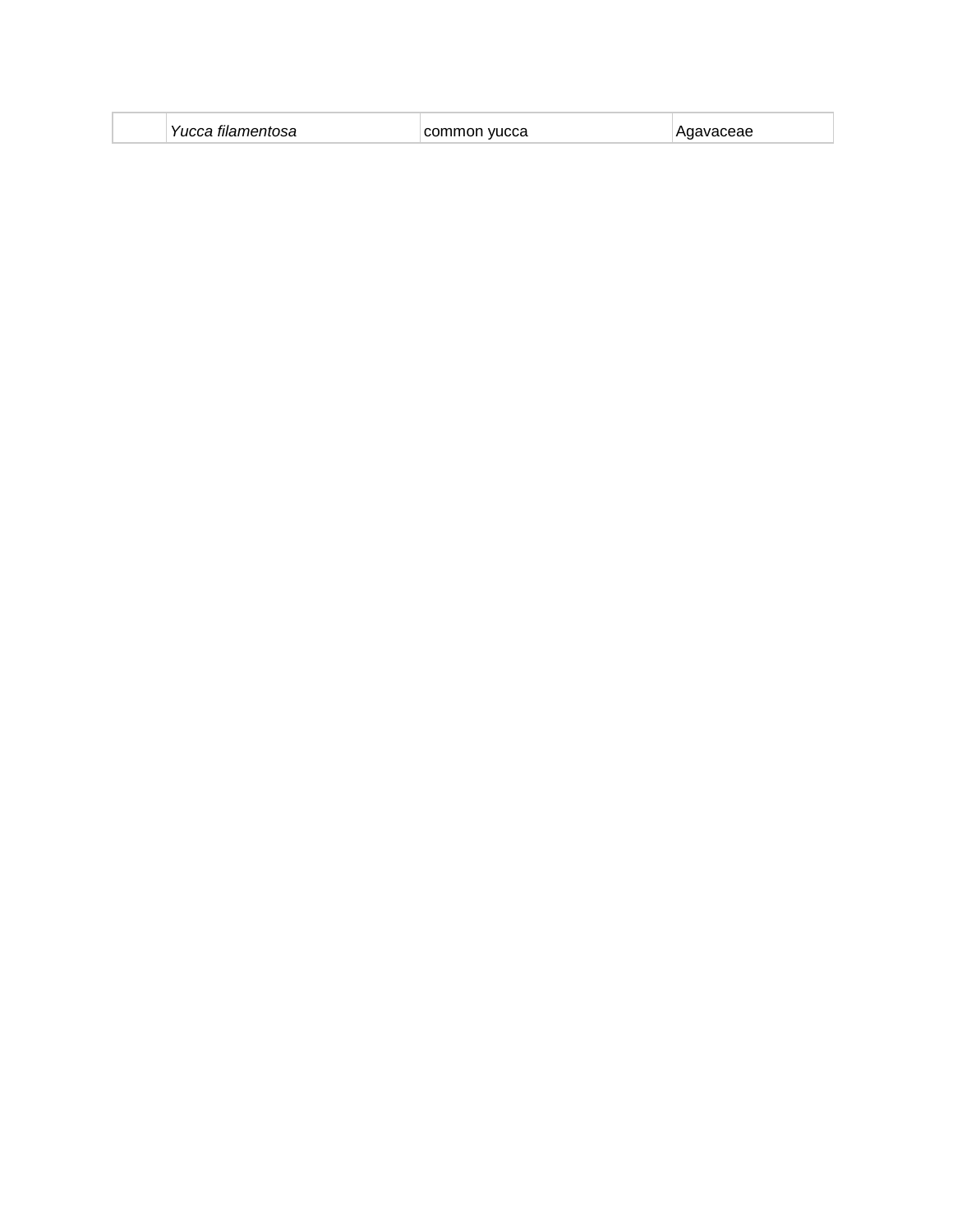| | | | |
|---|---|---|---|
| | *Yucca filamentosa* | common yucca | Agavaceae |